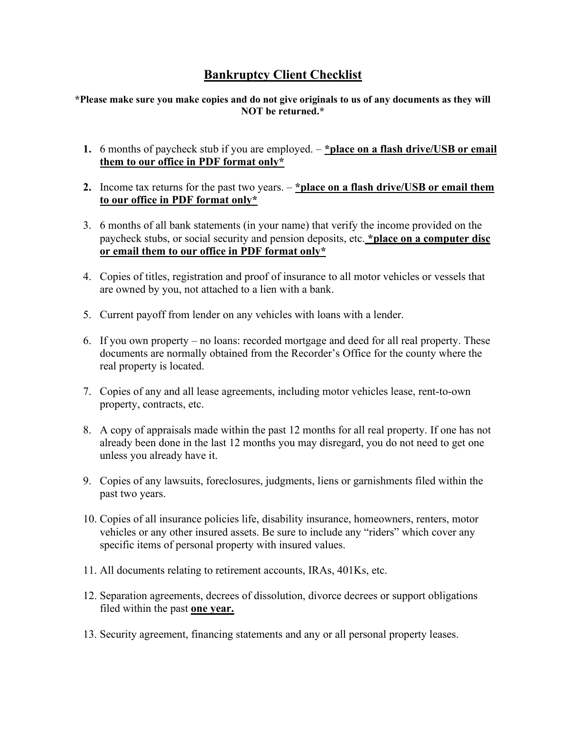# Bankruptcy Client Checklist

**\*Please make sure you make copies and do not give originals to us of any documents as they will NOT be returned.\***

1. 6 months of paycheck stub if you are employed. – ***place on a flash drive/USB or email them to our office in PDF format only***

2. Income tax returns for the past two years. – ***place on a flash drive/USB or email them to our office in PDF format only***

3. 6 months of all bank statements (in your name) that verify the income provided on the paycheck stubs, or social security and pension deposits, etc. ***place on a computer disc or email them to our office in PDF format only***

4. Copies of titles, registration and proof of insurance to all motor vehicles or vessels that are owned by you, not attached to a lien with a bank.

5. Current payoff from lender on any vehicles with loans with a lender.

6. If you own property – no loans: recorded mortgage and deed for all real property. These documents are normally obtained from the Recorder's Office for the county where the real property is located.

7. Copies of any and all lease agreements, including motor vehicles lease, rent-to-own property, contracts, etc.

8. A copy of appraisals made within the past 12 months for all real property. If one has not already been done in the last 12 months you may disregard, you do not need to get one unless you already have it.

9. Copies of any lawsuits, foreclosures, judgments, liens or garnishments filed within the past two years.

10. Copies of all insurance policies life, disability insurance, homeowners, renters, motor vehicles or any other insured assets. Be sure to include any "riders" which cover any specific items of personal property with insured values.

11. All documents relating to retirement accounts, IRAs, 401Ks, etc.

12. Separation agreements, decrees of dissolution, divorce decrees or support obligations filed within the past **one year.**

13. Security agreement, financing statements and any or all personal property leases.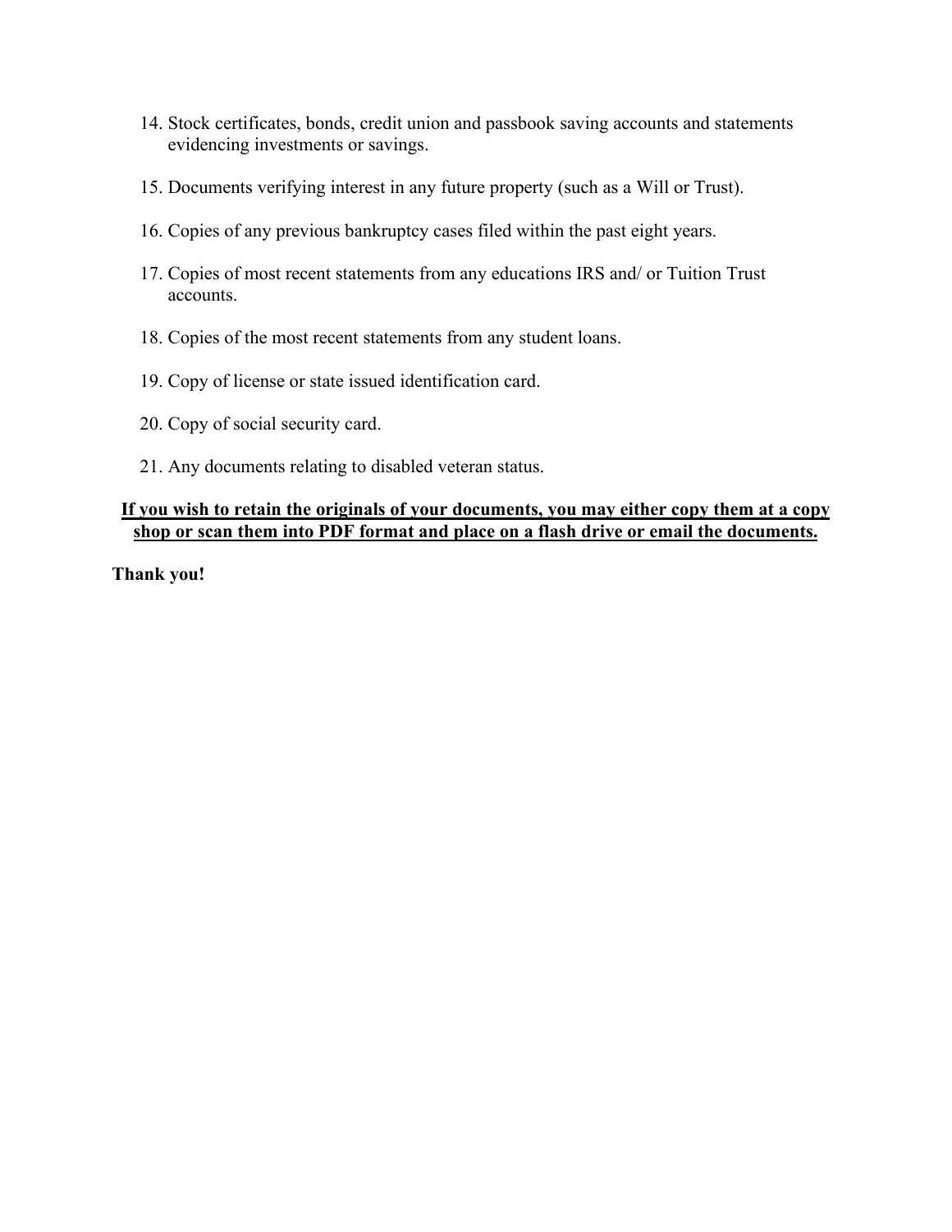14. Stock certificates, bonds, credit union and passbook saving accounts and statements evidencing investments or savings.

15. Documents verifying interest in any future property (such as a Will or Trust).

16. Copies of any previous bankruptcy cases filed within the past eight years.

17. Copies of most recent statements from any educations IRS and/ or Tuition Trust accounts.

18. Copies of the most recent statements from any student loans.

19. Copy of license or state issued identification card.

20. Copy of social security card.

21. Any documents relating to disabled veteran status.

**<u>If you wish to retain the originals of your documents, you may either copy them at a copy shop or scan them into PDF format and place on a flash drive or email the documents.</u>**

**Thank you!**